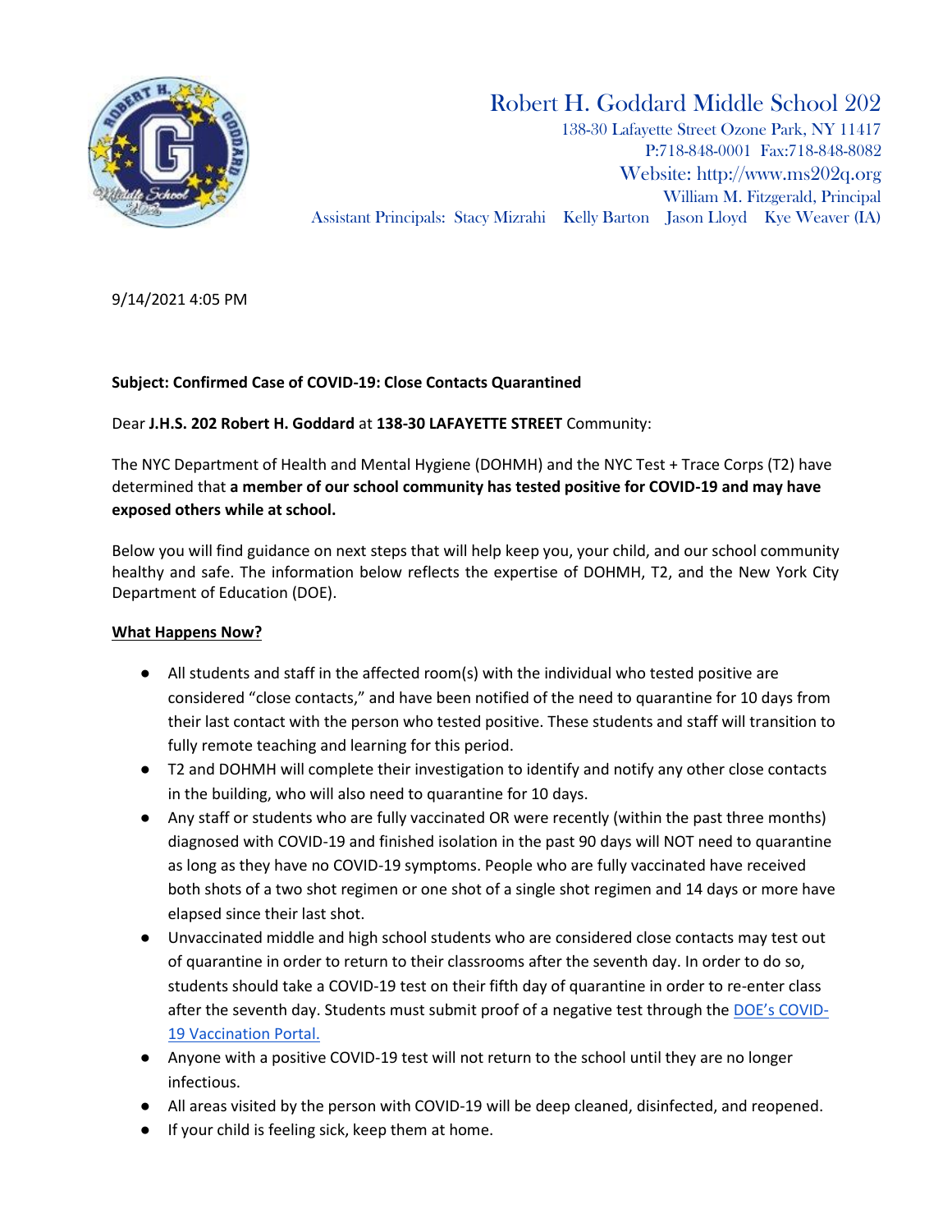# Robert H. Goddard Middle School 202

138-30 Lafayette Street Ozone Park, NY 11417
P:718-848-0001 Fax:718-848-8082
Website: http://www.ms202q.org
William M. Fitzgerald, Principal
Assistant Principals: Stacy Mizrahi Kelly Barton Jason Lloyd Kye Weaver (IA)

9/14/2021 4:05 PM

**Subject: Confirmed Case of COVID-19: Close Contacts Quarantined**

Dear **J.H.S. 202 Robert H. Goddard** at **138-30 LAFAYETTE STREET** Community:

The NYC Department of Health and Mental Hygiene (DOHMH) and the NYC Test + Trace Corps (T2) have determined that **a member of our school community has tested positive for COVID-19 and may have exposed others while at school.**

Below you will find guidance on next steps that will help keep you, your child, and our school community healthy and safe. The information below reflects the expertise of DOHMH, T2, and the New York City Department of Education (DOE).

## What Happens Now?

- All students and staff in the affected room(s) with the individual who tested positive are considered "close contacts," and have been notified of the need to quarantine for 10 days from their last contact with the person who tested positive. These students and staff will transition to fully remote teaching and learning for this period.
- T2 and DOHMH will complete their investigation to identify and notify any other close contacts in the building, who will also need to quarantine for 10 days.
- Any staff or students who are fully vaccinated OR were recently (within the past three months) diagnosed with COVID-19 and finished isolation in the past 90 days will NOT need to quarantine as long as they have no COVID-19 symptoms. People who are fully vaccinated have received both shots of a two shot regimen or one shot of a single shot regimen and 14 days or more have elapsed since their last shot.
- Unvaccinated middle and high school students who are considered close contacts may test out of quarantine in order to return to their classrooms after the seventh day. In order to do so, students should take a COVID-19 test on their fifth day of quarantine in order to re-enter class after the seventh day. Students must submit proof of a negative test through the DOE's COVID-19 Vaccination Portal.
- Anyone with a positive COVID-19 test will not return to the school until they are no longer infectious.
- All areas visited by the person with COVID-19 will be deep cleaned, disinfected, and reopened.
- If your child is feeling sick, keep them at home.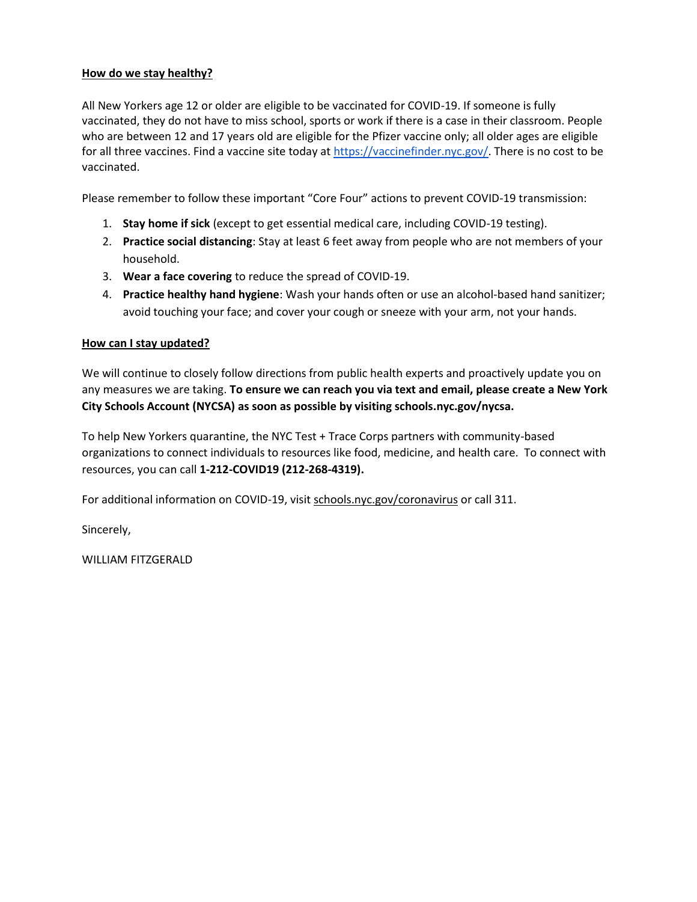**How do we stay healthy?**

All New Yorkers age 12 or older are eligible to be vaccinated for COVID-19. If someone is fully vaccinated, they do not have to miss school, sports or work if there is a case in their classroom. People who are between 12 and 17 years old are eligible for the Pfizer vaccine only; all older ages are eligible for all three vaccines. Find a vaccine site today at https://vaccinefinder.nyc.gov/. There is no cost to be vaccinated.

Please remember to follow these important "Core Four" actions to prevent COVID-19 transmission:

1. **Stay home if sick** (except to get essential medical care, including COVID-19 testing).
2. **Practice social distancing**: Stay at least 6 feet away from people who are not members of your household.
3. **Wear a face covering** to reduce the spread of COVID-19.
4. **Practice healthy hand hygiene**: Wash your hands often or use an alcohol-based hand sanitizer; avoid touching your face; and cover your cough or sneeze with your arm, not your hands.

**How can I stay updated?**

We will continue to closely follow directions from public health experts and proactively update you on any measures we are taking. **To ensure we can reach you via text and email, please create a New York City Schools Account (NYCSA) as soon as possible by visiting schools.nyc.gov/nycsa.**

To help New Yorkers quarantine, the NYC Test + Trace Corps partners with community-based organizations to connect individuals to resources like food, medicine, and health care. To connect with resources, you can call **1-212-COVID19 (212-268-4319).**

For additional information on COVID-19, visit schools.nyc.gov/coronavirus or call 311.

Sincerely,

WILLIAM FITZGERALD